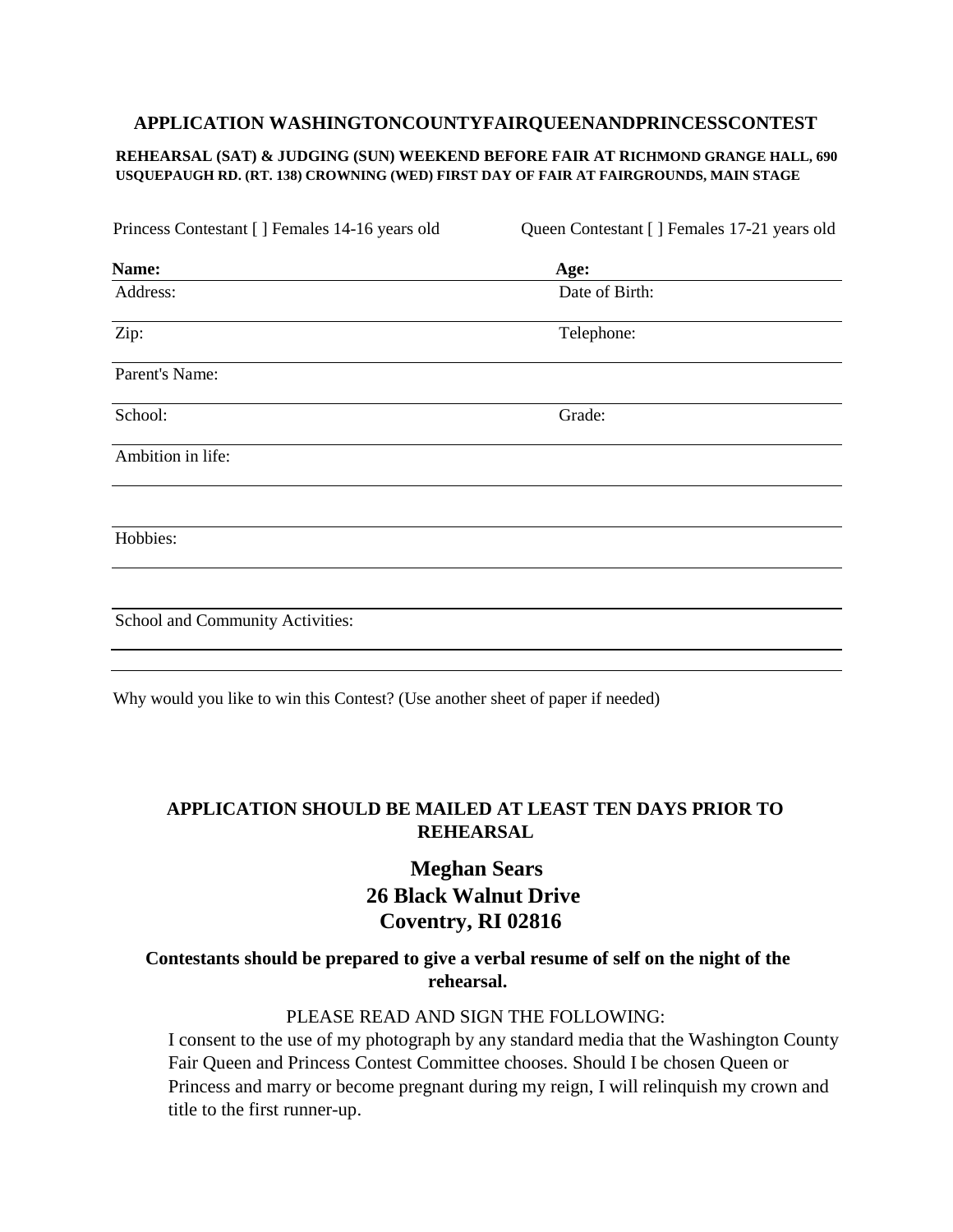## APPLICATION WASHINGTONCOUNTYFAIRQUEENANDPRINCESSCONTEST

**REHEARSAL (SAT) & JUDGING (SUN) WEEKEND BEFORE FAIR AT RICHMOND GRANGE HALL, 690 USQUEPAUGH RD. (RT. 138) CROWNING (WED) FIRST DAY OF FAIR AT FAIRGROUNDS, MAIN STAGE**

Princess Contestant [ ] Females 14-16 years old

Queen Contestant [ ] Females 17-21 years old

**Name:** **Age:**

Address: Date of Birth:

Zip: Telephone:

Parent's Name:

School: Grade:

Ambition in life:

Hobbies:

School and Community Activities:

Why would you like to win this Contest? (Use another sheet of paper if needed)

**APPLICATION SHOULD BE MAILED AT LEAST TEN DAYS PRIOR TO REHEARSAL**

**Meghan Sears**
**26 Black Walnut Drive**
**Coventry, RI 02816**

**Contestants should be prepared to give a verbal resume of self on the night of the rehearsal.**

PLEASE READ AND SIGN THE FOLLOWING:

I consent to the use of my photograph by any standard media that the Washington County Fair Queen and Princess Contest Committee chooses. Should I be chosen Queen or Princess and marry or become pregnant during my reign, I will relinquish my crown and title to the first runner-up.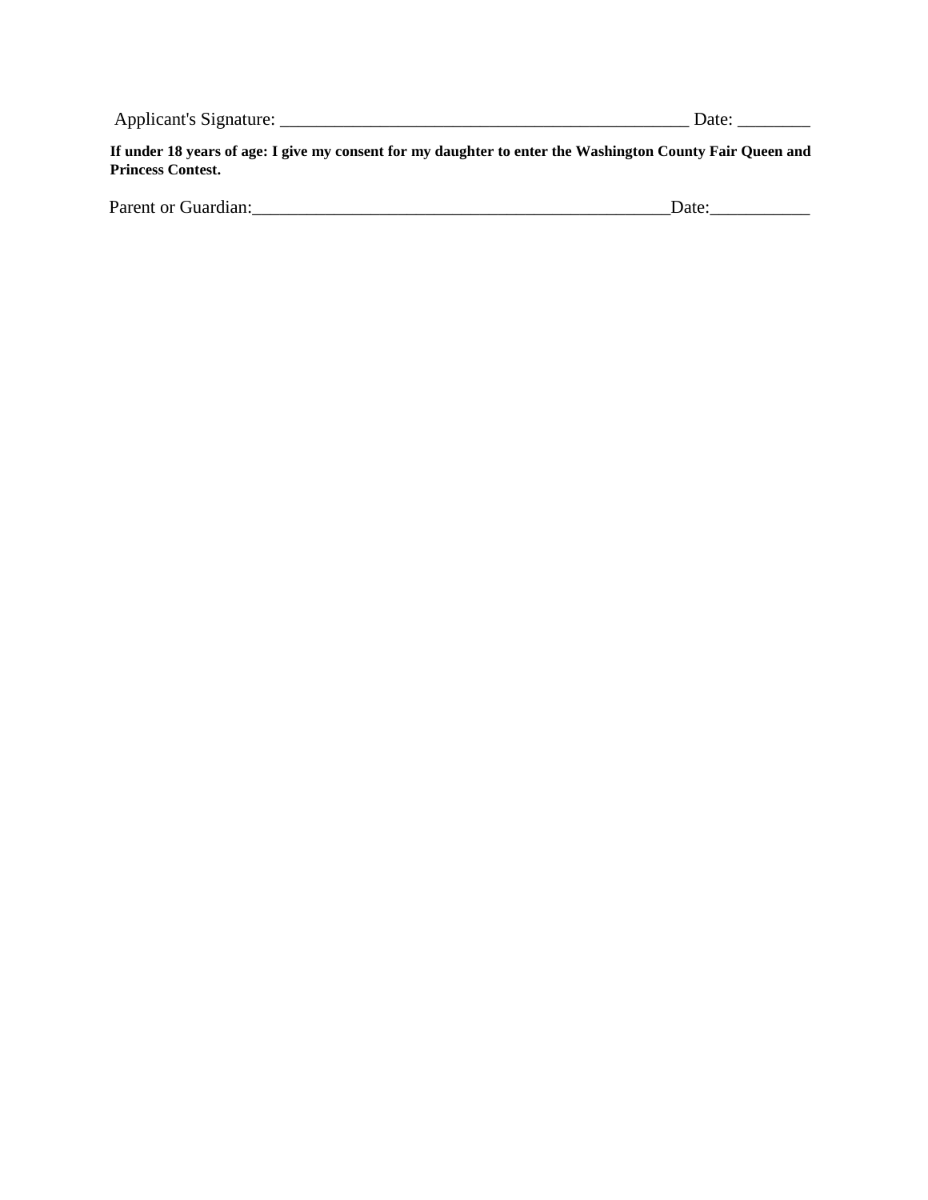Applicant's Signature: _______________________________________________ Date: ________

**If under 18 years of age: I give my consent for my daughter to enter the Washington County Fair Queen and Princess Contest.**

Parent or Guardian:_________________________________________________Date:___________